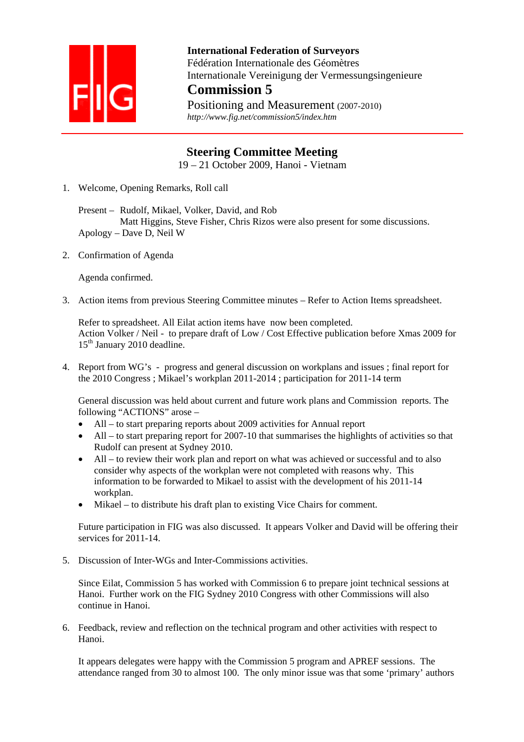**International Federation of Surveyors**
Fédération Internationale des Géomètres
Internationale Vereinigung der Vermessungsingenieure

# Commission 5

Positioning and Measurement (2007-2010)
*http://www.fig.net/commission5/index.htm*

## Steering Committee Meeting

19 – 21 October 2009, Hanoi - Vietnam

1. Welcome, Opening Remarks, Roll call

   Present – Rudolf, Mikael, Volker, David, and Rob
   Matt Higgins, Steve Fisher, Chris Rizos were also present for some discussions.
   Apology – Dave D, Neil W

2. Confirmation of Agenda

   Agenda confirmed.

3. Action items from previous Steering Committee minutes – Refer to Action Items spreadsheet.

   Refer to spreadsheet. All Eilat action items have now been completed.
   Action Volker / Neil - to prepare draft of Low / Cost Effective publication before Xmas 2009 for 15th January 2010 deadline.

4. Report from WG's - progress and general discussion on workplans and issues ; final report for the 2010 Congress ; Mikael's workplan 2011-2014 ; participation for 2011-14 term

   General discussion was held about current and future work plans and Commission reports. The following "ACTIONS" arose –

   - All – to start preparing reports about 2009 activities for Annual report
   - All – to start preparing report for 2007-10 that summarises the highlights of activities so that Rudolf can present at Sydney 2010.
   - All – to review their work plan and report on what was achieved or successful and to also consider why aspects of the workplan were not completed with reasons why. This information to be forwarded to Mikael to assist with the development of his 2011-14 workplan.
   - Mikael – to distribute his draft plan to existing Vice Chairs for comment.

   Future participation in FIG was also discussed. It appears Volker and David will be offering their services for 2011-14.

5. Discussion of Inter-WGs and Inter-Commissions activities.

   Since Eilat, Commission 5 has worked with Commission 6 to prepare joint technical sessions at Hanoi. Further work on the FIG Sydney 2010 Congress with other Commissions will also continue in Hanoi.

6. Feedback, review and reflection on the technical program and other activities with respect to Hanoi.

   It appears delegates were happy with the Commission 5 program and APREF sessions. The attendance ranged from 30 to almost 100. The only minor issue was that some 'primary' authors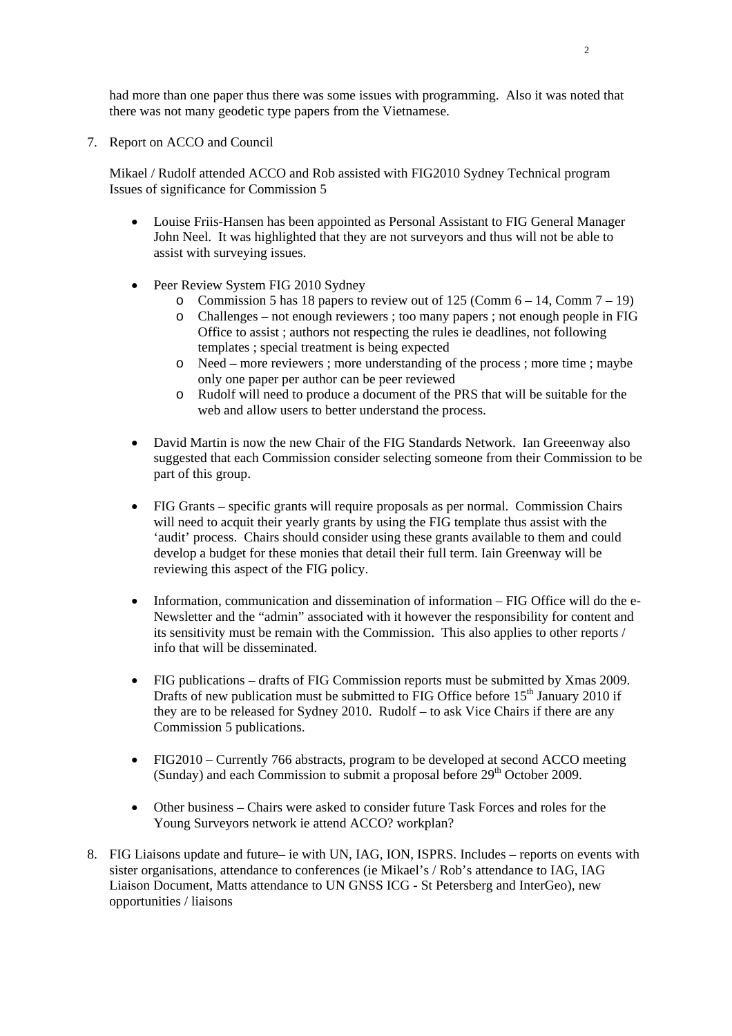had more than one paper thus there was some issues with programming. Also it was noted that there was not many geodetic type papers from the Vietnamese.

7. Report on ACCO and Council

   Mikael / Rudolf attended ACCO and Rob assisted with FIG2010 Sydney Technical program Issues of significance for Commission 5

   - Louise Friis-Hansen has been appointed as Personal Assistant to FIG General Manager John Neel. It was highlighted that they are not surveyors and thus will not be able to assist with surveying issues.

   - Peer Review System FIG 2010 Sydney
     - Commission 5 has 18 papers to review out of 125 (Comm 6 – 14, Comm 7 – 19)
     - Challenges – not enough reviewers ; too many papers ; not enough people in FIG Office to assist ; authors not respecting the rules ie deadlines, not following templates ; special treatment is being expected
     - Need – more reviewers ; more understanding of the process ; more time ; maybe only one paper per author can be peer reviewed
     - Rudolf will need to produce a document of the PRS that will be suitable for the web and allow users to better understand the process.

   - David Martin is now the new Chair of the FIG Standards Network. Ian Greeenway also suggested that each Commission consider selecting someone from their Commission to be part of this group.

   - FIG Grants – specific grants will require proposals as per normal. Commission Chairs will need to acquit their yearly grants by using the FIG template thus assist with the 'audit' process. Chairs should consider using these grants available to them and could develop a budget for these monies that detail their full term. Iain Greenway will be reviewing this aspect of the FIG policy.

   - Information, communication and dissemination of information – FIG Office will do the e-Newsletter and the "admin" associated with it however the responsibility for content and its sensitivity must be remain with the Commission. This also applies to other reports / info that will be disseminated.

   - FIG publications – drafts of FIG Commission reports must be submitted by Xmas 2009. Drafts of new publication must be submitted to FIG Office before 15th January 2010 if they are to be released for Sydney 2010. Rudolf – to ask Vice Chairs if there are any Commission 5 publications.

   - FIG2010 – Currently 766 abstracts, program to be developed at second ACCO meeting (Sunday) and each Commission to submit a proposal before 29th October 2009.

   - Other business – Chairs were asked to consider future Task Forces and roles for the Young Surveyors network ie attend ACCO? workplan?

8. FIG Liaisons update and future– ie with UN, IAG, ION, ISPRS. Includes – reports on events with sister organisations, attendance to conferences (ie Mikael's / Rob's attendance to IAG, IAG Liaison Document, Matts attendance to UN GNSS ICG - St Petersberg and InterGeo), new opportunities / liaisons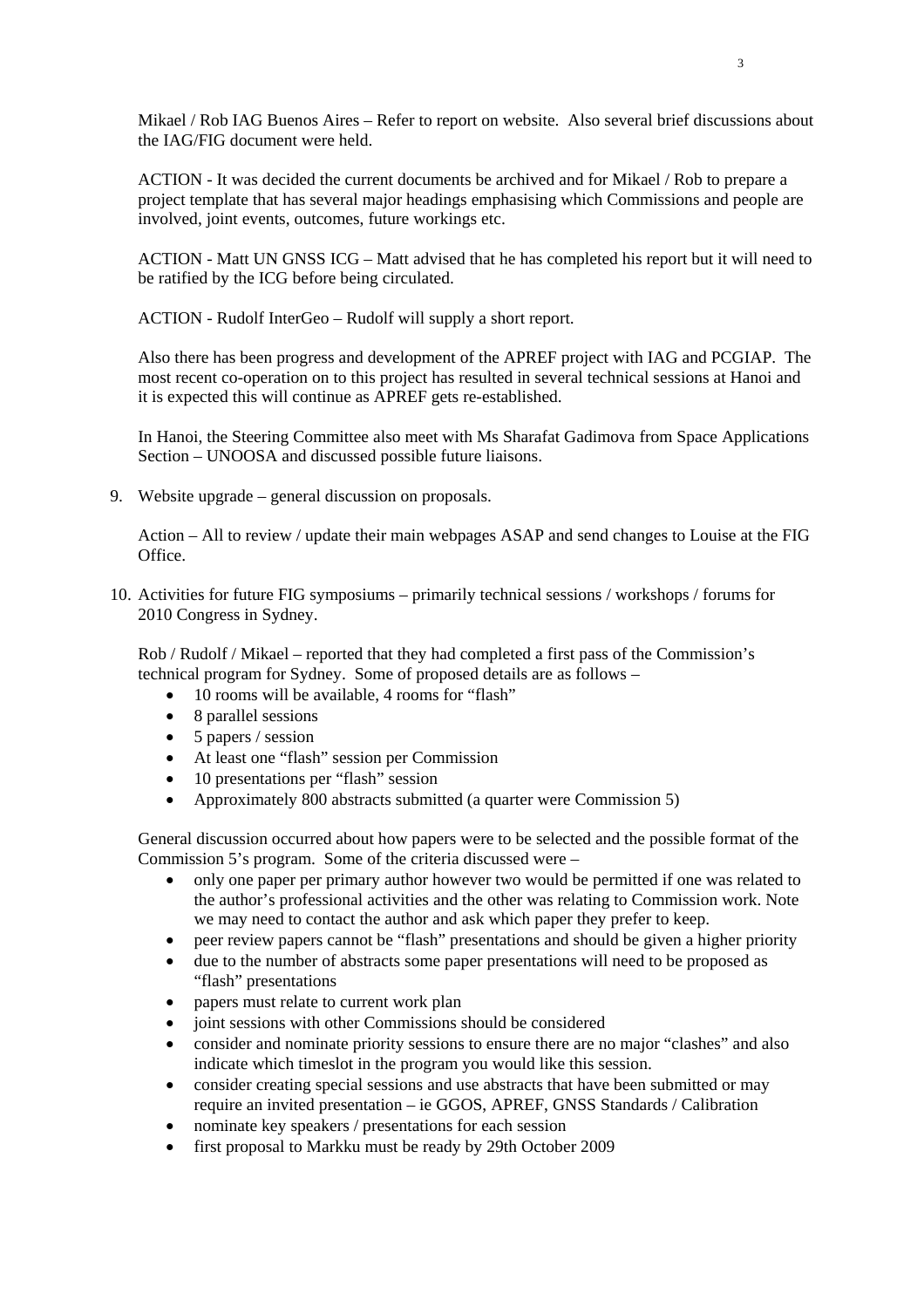Mikael / Rob IAG Buenos Aires – Refer to report on website. Also several brief discussions about the IAG/FIG document were held.

ACTION - It was decided the current documents be archived and for Mikael / Rob to prepare a project template that has several major headings emphasising which Commissions and people are involved, joint events, outcomes, future workings etc.

ACTION - Matt UN GNSS ICG – Matt advised that he has completed his report but it will need to be ratified by the ICG before being circulated.

ACTION - Rudolf InterGeo – Rudolf will supply a short report.

Also there has been progress and development of the APREF project with IAG and PCGIAP. The most recent co-operation on to this project has resulted in several technical sessions at Hanoi and it is expected this will continue as APREF gets re-established.

In Hanoi, the Steering Committee also meet with Ms Sharafat Gadimova from Space Applications Section – UNOOSA and discussed possible future liaisons.

9. Website upgrade – general discussion on proposals.

   Action – All to review / update their main webpages ASAP and send changes to Louise at the FIG Office.

10. Activities for future FIG symposiums – primarily technical sessions / workshops / forums for 2010 Congress in Sydney.

    Rob / Rudolf / Mikael – reported that they had completed a first pass of the Commission's technical program for Sydney. Some of proposed details are as follows –

    - 10 rooms will be available, 4 rooms for "flash"
    - 8 parallel sessions
    - 5 papers / session
    - At least one "flash" session per Commission
    - 10 presentations per "flash" session
    - Approximately 800 abstracts submitted (a quarter were Commission 5)

    General discussion occurred about how papers were to be selected and the possible format of the Commission 5's program. Some of the criteria discussed were –

    - only one paper per primary author however two would be permitted if one was related to the author's professional activities and the other was relating to Commission work. Note we may need to contact the author and ask which paper they prefer to keep.
    - peer review papers cannot be "flash" presentations and should be given a higher priority
    - due to the number of abstracts some paper presentations will need to be proposed as "flash" presentations
    - papers must relate to current work plan
    - joint sessions with other Commissions should be considered
    - consider and nominate priority sessions to ensure there are no major "clashes" and also indicate which timeslot in the program you would like this session.
    - consider creating special sessions and use abstracts that have been submitted or may require an invited presentation – ie GGOS, APREF, GNSS Standards / Calibration
    - nominate key speakers / presentations for each session
    - first proposal to Markku must be ready by 29th October 2009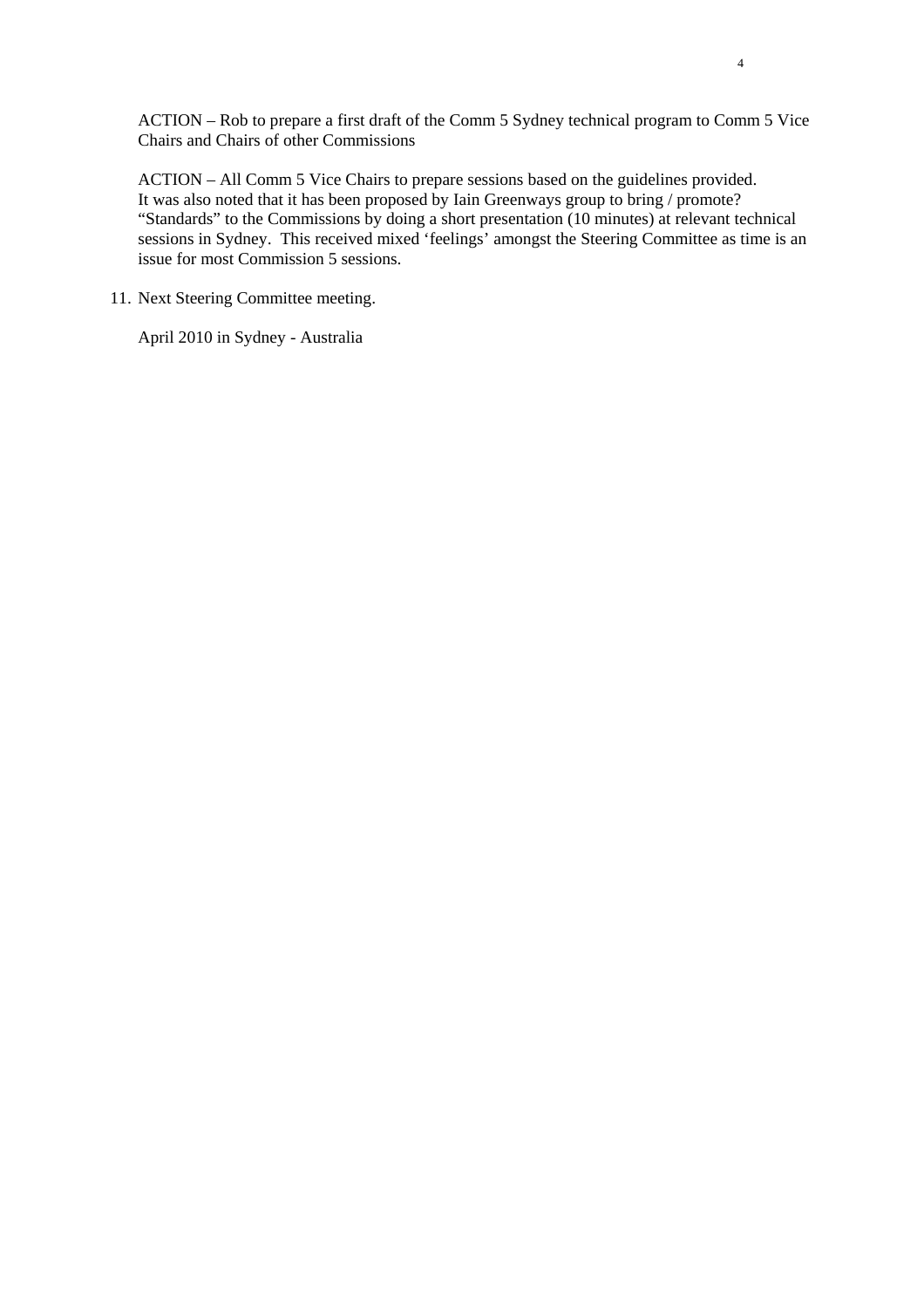ACTION – Rob to prepare a first draft of the Comm 5 Sydney technical program to Comm 5 Vice Chairs and Chairs of other Commissions

ACTION – All Comm 5 Vice Chairs to prepare sessions based on the guidelines provided. It was also noted that it has been proposed by Iain Greenways group to bring / promote? "Standards" to the Commissions by doing a short presentation (10 minutes) at relevant technical sessions in Sydney. This received mixed 'feelings' amongst the Steering Committee as time is an issue for most Commission 5 sessions.

11. Next Steering Committee meeting.

    April 2010 in Sydney - Australia